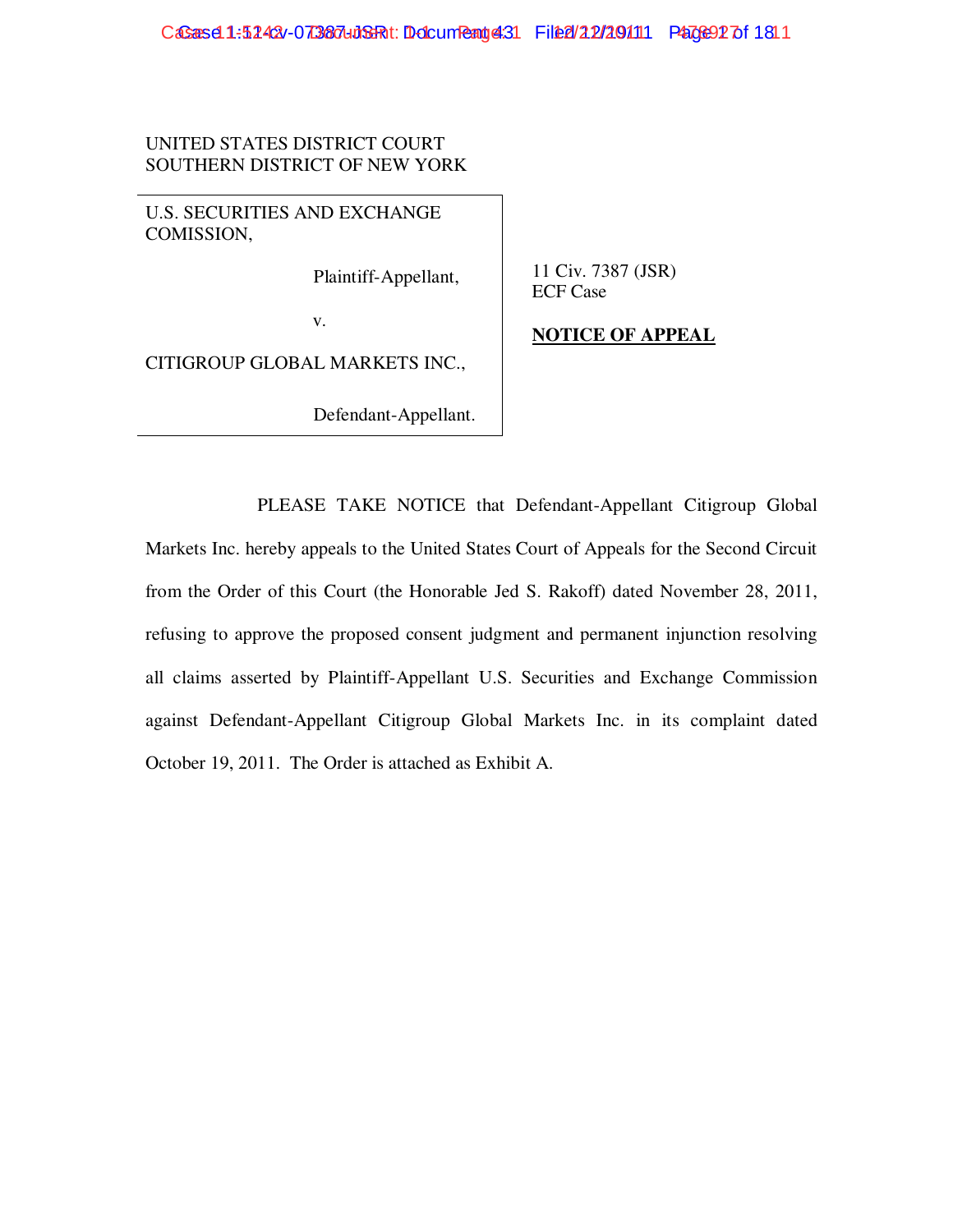UNITED STATES DISTRICT COURT
SOUTHERN DISTRICT OF NEW YORK

| | |
|---|---|
| U.S. SECURITIES AND EXCHANGE COMISSION,<br><br>Plaintiff-Appellant,<br><br>v.<br><br>CITIGROUP GLOBAL MARKETS INC.,<br><br>Defendant-Appellant. | 11 Civ. 7387 (JSR)<br>ECF Case<br><br>**NOTICE OF APPEAL** |

PLEASE TAKE NOTICE that Defendant-Appellant Citigroup Global Markets Inc. hereby appeals to the United States Court of Appeals for the Second Circuit from the Order of this Court (the Honorable Jed S. Rakoff) dated November 28, 2011, refusing to approve the proposed consent judgment and permanent injunction resolving all claims asserted by Plaintiff-Appellant U.S. Securities and Exchange Commission against Defendant-Appellant Citigroup Global Markets Inc. in its complaint dated October 19, 2011. The Order is attached as Exhibit A.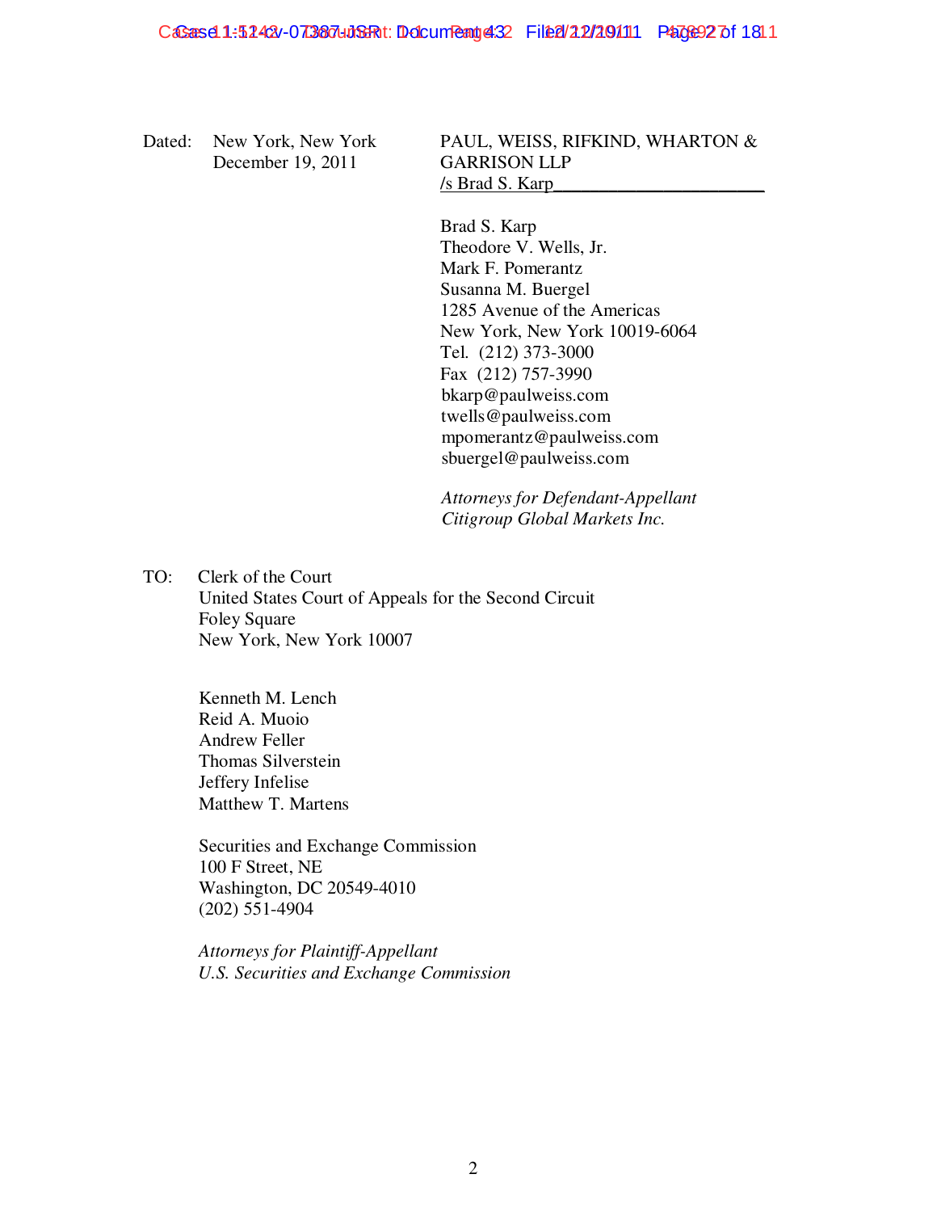Dated: New York, New York
December 19, 2011

PAUL, WEISS, RIFKIND, WHARTON & GARRISON LLP
/s Brad S. Karp_______________________

Brad S. Karp
Theodore V. Wells, Jr.
Mark F. Pomerantz
Susanna M. Buergel
1285 Avenue of the Americas
New York, New York 10019-6064
Tel. (212) 373-3000
Fax (212) 757-3990
bkarp@paulweiss.com
twells@paulweiss.com
mpomerantz@paulweiss.com
sbuergel@paulweiss.com

*Attorneys for Defendant-Appellant Citigroup Global Markets Inc.*

TO: Clerk of the Court
United States Court of Appeals for the Second Circuit
Foley Square
New York, New York 10007

Kenneth M. Lench
Reid A. Muoio
Andrew Feller
Thomas Silverstein
Jeffery Infelise
Matthew T. Martens

Securities and Exchange Commission
100 F Street, NE
Washington, DC 20549-4010
(202) 551-4904

*Attorneys for Plaintiff-Appellant U.S. Securities and Exchange Commission*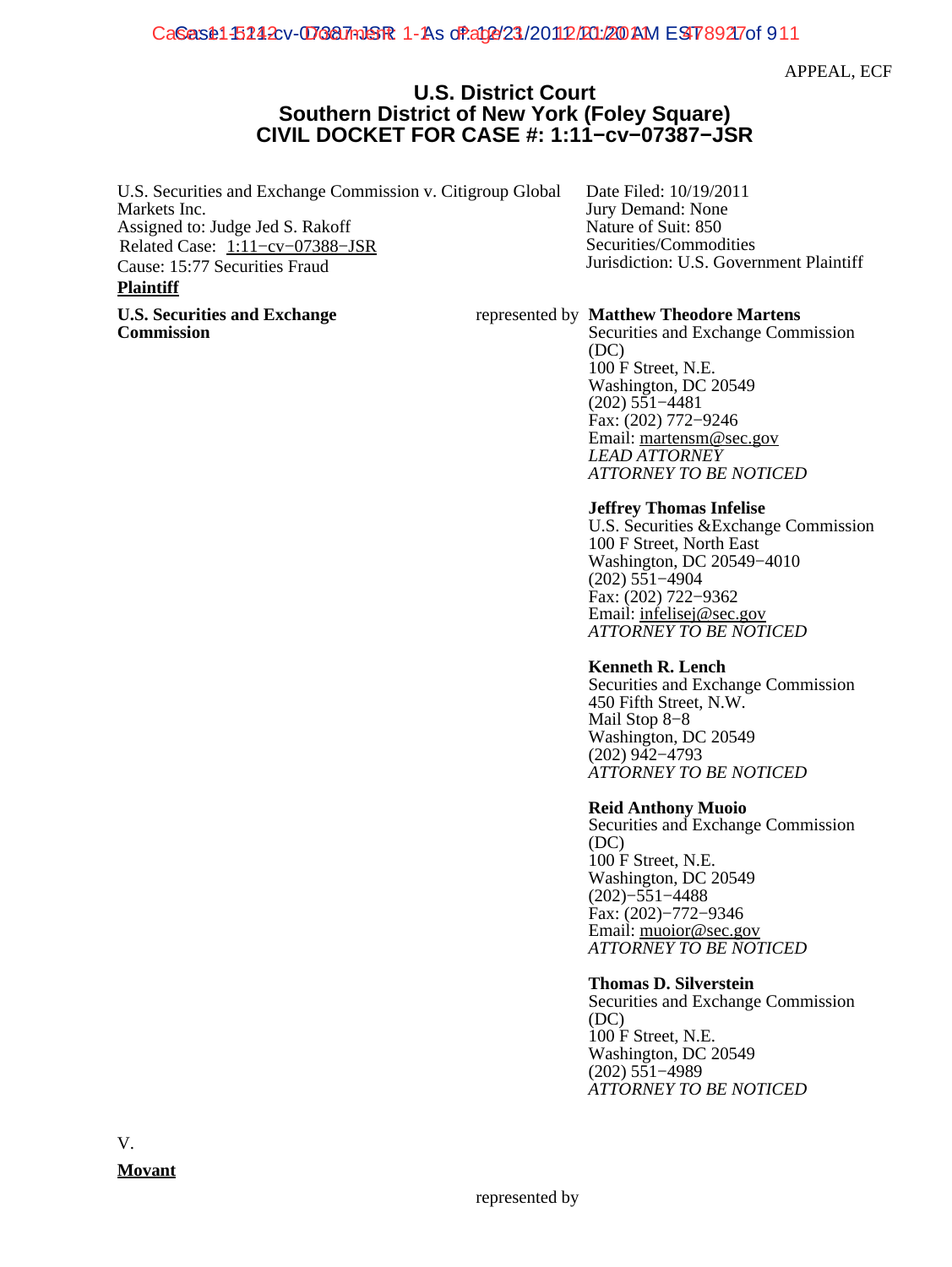APPEAL, ECF

# U.S. District Court
## Southern District of New York (Foley Square)
## CIVIL DOCKET FOR CASE #: 1:11−cv−07387−JSR

U.S. Securities and Exchange Commission v. Citigroup Global Markets Inc.
Assigned to: Judge Jed S. Rakoff
Related Case: 1:11−cv−07388−JSR
Cause: 15:77 Securities Fraud

Date Filed: 10/19/2011
Jury Demand: None
Nature of Suit: 850 Securities/Commodities
Jurisdiction: U.S. Government Plaintiff

**Plaintiff**

**U.S. Securities and Exchange Commission**

represented by **Matthew Theodore Martens**
Securities and Exchange Commission (DC)
100 F Street, N.E.
Washington, DC 20549
(202) 551−4481
Fax: (202) 772−9246
Email: martensm@sec.gov
*LEAD ATTORNEY*
*ATTORNEY TO BE NOTICED*

**Jeffrey Thomas Infelise**
U.S. Securities &Exchange Commission
100 F Street, North East
Washington, DC 20549−4010
(202) 551−4904
Fax: (202) 722−9362
Email: infelisej@sec.gov
*ATTORNEY TO BE NOTICED*

**Kenneth R. Lench**
Securities and Exchange Commission
450 Fifth Street, N.W.
Mail Stop 8−8
Washington, DC 20549
(202) 942−4793
*ATTORNEY TO BE NOTICED*

**Reid Anthony Muoio**
Securities and Exchange Commission (DC)
100 F Street, N.E.
Washington, DC 20549
(202)−551−4488
Fax: (202)−772−9346
Email: muoior@sec.gov
*ATTORNEY TO BE NOTICED*

**Thomas D. Silverstein**
Securities and Exchange Commission (DC)
100 F Street, N.E.
Washington, DC 20549
(202) 551−4989
*ATTORNEY TO BE NOTICED*

V.

**Movant**

represented by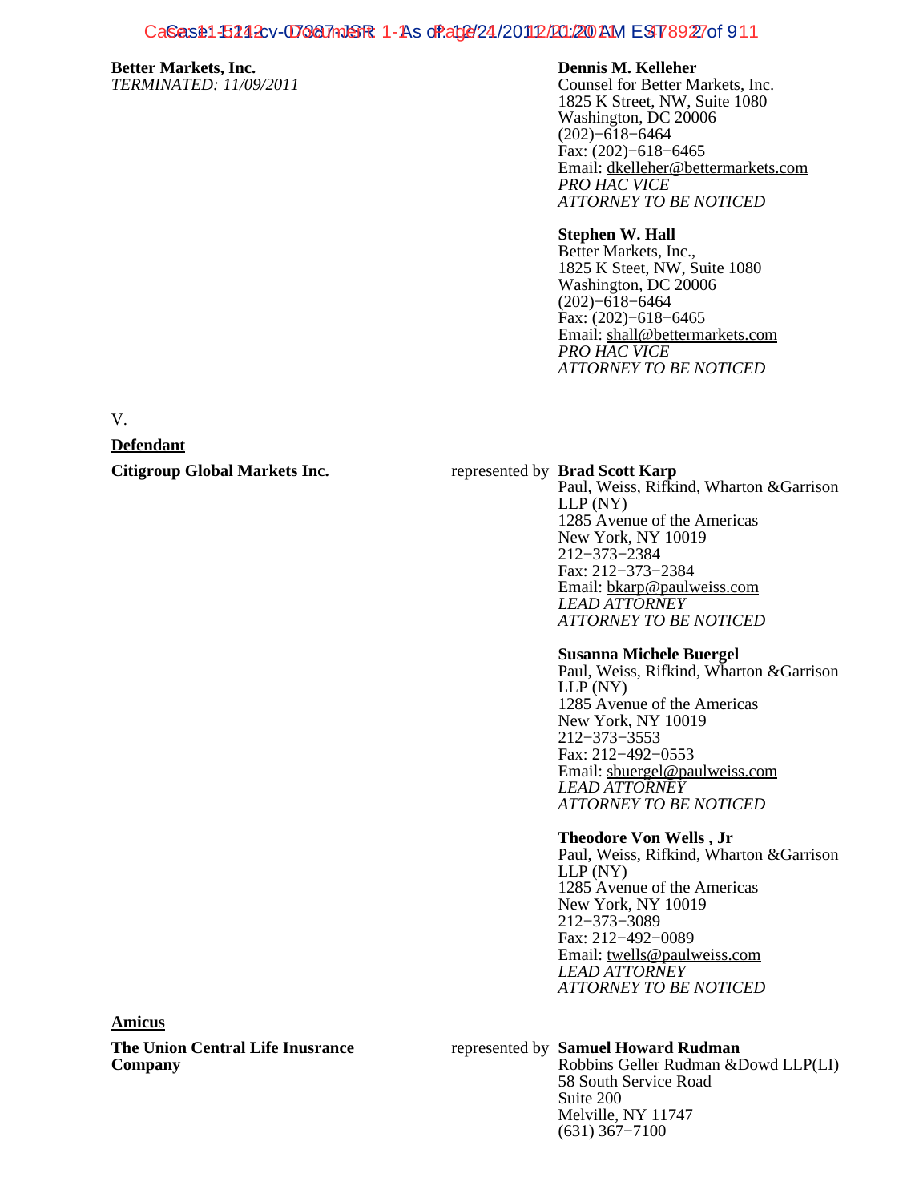**Better Markets, Inc.**
*TERMINATED: 11/09/2011*

**Dennis M. Kelleher**
Counsel for Better Markets, Inc.
1825 K Street, NW, Suite 1080
Washington, DC 20006
(202)−618−6464
Fax: (202)−618−6465
Email: dkelleher@bettermarkets.com
*PRO HAC VICE*
*ATTORNEY TO BE NOTICED*

**Stephen W. Hall**
Better Markets, Inc.,
1825 K Steet, NW, Suite 1080
Washington, DC 20006
(202)−618−6464
Fax: (202)−618−6465
Email: shall@bettermarkets.com
*PRO HAC VICE*
*ATTORNEY TO BE NOTICED*

V.

**Defendant**

**Citigroup Global Markets Inc.** represented by

**Brad Scott Karp**
Paul, Weiss, Rifkind, Wharton &Garrison LLP (NY)
1285 Avenue of the Americas
New York, NY 10019
212−373−2384
Fax: 212−373−2384
Email: bkarp@paulweiss.com
*LEAD ATTORNEY*
*ATTORNEY TO BE NOTICED*

**Susanna Michele Buergel**
Paul, Weiss, Rifkind, Wharton &Garrison LLP (NY)
1285 Avenue of the Americas
New York, NY 10019
212−373−3553
Fax: 212−492−0553
Email: sbuergel@paulweiss.com
*LEAD ATTORNEY*
*ATTORNEY TO BE NOTICED*

**Theodore Von Wells , Jr**
Paul, Weiss, Rifkind, Wharton &Garrison LLP (NY)
1285 Avenue of the Americas
New York, NY 10019
212−373−3089
Fax: 212−492−0089
Email: twells@paulweiss.com
*LEAD ATTORNEY*
*ATTORNEY TO BE NOTICED*

**Amicus**

**The Union Central Life Inusrance Company** represented by

**Samuel Howard Rudman**
Robbins Geller Rudman &Dowd LLP(LI)
58 South Service Road
Suite 200
Melville, NY 11747
(631) 367−7100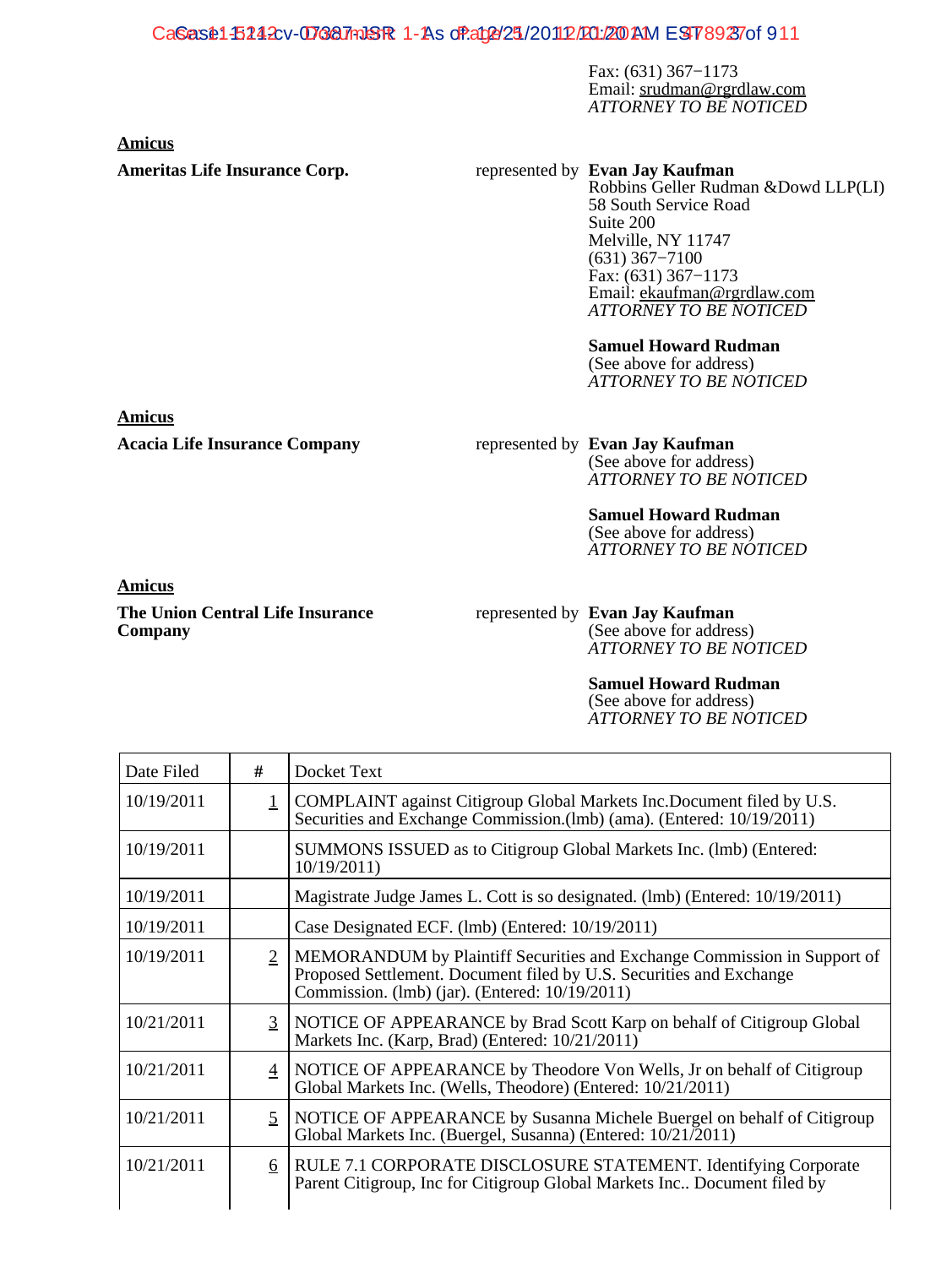Fax: (631) 367−1173
Email: srudman@rgrdlaw.com
*ATTORNEY TO BE NOTICED*

**Amicus**

**Ameritas Life Insurance Corp.** represented by **Evan Jay Kaufman**
Robbins Geller Rudman &Dowd LLP(LI)
58 South Service Road
Suite 200
Melville, NY 11747
(631) 367−7100
Fax: (631) 367−1173
Email: ekaufman@rgrdlaw.com
*ATTORNEY TO BE NOTICED*

**Samuel Howard Rudman**
(See above for address)
*ATTORNEY TO BE NOTICED*

**Amicus**

**Acacia Life Insurance Company** represented by **Evan Jay Kaufman**
(See above for address)
*ATTORNEY TO BE NOTICED*

**Samuel Howard Rudman**
(See above for address)
*ATTORNEY TO BE NOTICED*

**Amicus**

**The Union Central Life Insurance Company** represented by **Evan Jay Kaufman**
(See above for address)
*ATTORNEY TO BE NOTICED*

**Samuel Howard Rudman**
(See above for address)
*ATTORNEY TO BE NOTICED*

| Date Filed | # | Docket Text |
|---|---|---|
| 10/19/2011 | 1 | COMPLAINT against Citigroup Global Markets Inc.Document filed by U.S. Securities and Exchange Commission.(lmb) (ama). (Entered: 10/19/2011) |
| 10/19/2011 | | SUMMONS ISSUED as to Citigroup Global Markets Inc. (lmb) (Entered: 10/19/2011) |
| 10/19/2011 | | Magistrate Judge James L. Cott is so designated. (lmb) (Entered: 10/19/2011) |
| 10/19/2011 | | Case Designated ECF. (lmb) (Entered: 10/19/2011) |
| 10/19/2011 | 2 | MEMORANDUM by Plaintiff Securities and Exchange Commission in Support of Proposed Settlement. Document filed by U.S. Securities and Exchange Commission. (lmb) (jar). (Entered: 10/19/2011) |
| 10/21/2011 | 3 | NOTICE OF APPEARANCE by Brad Scott Karp on behalf of Citigroup Global Markets Inc. (Karp, Brad) (Entered: 10/21/2011) |
| 10/21/2011 | 4 | NOTICE OF APPEARANCE by Theodore Von Wells, Jr on behalf of Citigroup Global Markets Inc. (Wells, Theodore) (Entered: 10/21/2011) |
| 10/21/2011 | 5 | NOTICE OF APPEARANCE by Susanna Michele Buergel on behalf of Citigroup Global Markets Inc. (Buergel, Susanna) (Entered: 10/21/2011) |
| 10/21/2011 | 6 | RULE 7.1 CORPORATE DISCLOSURE STATEMENT. Identifying Corporate Parent Citigroup, Inc for Citigroup Global Markets Inc.. Document filed by |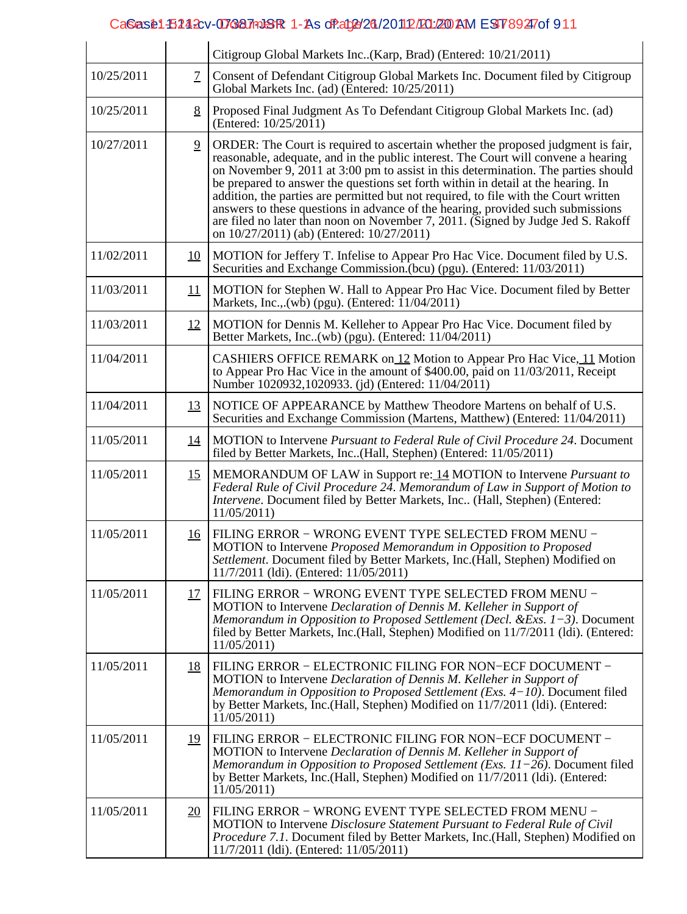| | | |
|---|---|---|
| | | Citigroup Global Markets Inc..(Karp, Brad) (Entered: 10/21/2011) |
| 10/25/2011 | 7 | Consent of Defendant Citigroup Global Markets Inc. Document filed by Citigroup Global Markets Inc. (ad) (Entered: 10/25/2011) |
| 10/25/2011 | 8 | Proposed Final Judgment As To Defendant Citigroup Global Markets Inc. (ad) (Entered: 10/25/2011) |
| 10/27/2011 | 9 | ORDER: The Court is required to ascertain whether the proposed judgment is fair, reasonable, adequate, and in the public interest. The Court will convene a hearing on November 9, 2011 at 3:00 pm to assist in this determination. The parties should be prepared to answer the questions set forth within in detail at the hearing. In addition, the parties are permitted but not required, to file with the Court written answers to these questions in advance of the hearing, provided such submissions are filed no later than noon on November 7, 2011. (Signed by Judge Jed S. Rakoff on 10/27/2011) (ab) (Entered: 10/27/2011) |
| 11/02/2011 | 10 | MOTION for Jeffery T. Infelise to Appear Pro Hac Vice. Document filed by U.S. Securities and Exchange Commission.(bcu) (pgu). (Entered: 11/03/2011) |
| 11/03/2011 | 11 | MOTION for Stephen W. Hall to Appear Pro Hac Vice. Document filed by Better Markets, Inc.,.(wb) (pgu). (Entered: 11/04/2011) |
| 11/03/2011 | 12 | MOTION for Dennis M. Kelleher to Appear Pro Hac Vice. Document filed by Better Markets, Inc..(wb) (pgu). (Entered: 11/04/2011) |
| 11/04/2011 | | CASHIERS OFFICE REMARK on 12 Motion to Appear Pro Hac Vice, 11 Motion to Appear Pro Hac Vice in the amount of $400.00, paid on 11/03/2011, Receipt Number 1020932,1020933. (jd) (Entered: 11/04/2011) |
| 11/04/2011 | 13 | NOTICE OF APPEARANCE by Matthew Theodore Martens on behalf of U.S. Securities and Exchange Commission (Martens, Matthew) (Entered: 11/04/2011) |
| 11/05/2011 | 14 | MOTION to Intervene *Pursuant to Federal Rule of Civil Procedure 24*. Document filed by Better Markets, Inc..(Hall, Stephen) (Entered: 11/05/2011) |
| 11/05/2011 | 15 | MEMORANDUM OF LAW in Support re: 14 MOTION to Intervene *Pursuant to Federal Rule of Civil Procedure 24. Memorandum of Law in Support of Motion to Intervene*. Document filed by Better Markets, Inc.. (Hall, Stephen) (Entered: 11/05/2011) |
| 11/05/2011 | 16 | FILING ERROR − WRONG EVENT TYPE SELECTED FROM MENU − MOTION to Intervene *Proposed Memorandum in Opposition to Proposed Settlement*. Document filed by Better Markets, Inc.(Hall, Stephen) Modified on 11/7/2011 (ldi). (Entered: 11/05/2011) |
| 11/05/2011 | 17 | FILING ERROR − WRONG EVENT TYPE SELECTED FROM MENU − MOTION to Intervene *Declaration of Dennis M. Kelleher in Support of Memorandum in Opposition to Proposed Settlement (Decl. &Exs. 1−3)*. Document filed by Better Markets, Inc.(Hall, Stephen) Modified on 11/7/2011 (ldi). (Entered: 11/05/2011) |
| 11/05/2011 | 18 | FILING ERROR − ELECTRONIC FILING FOR NON−ECF DOCUMENT − MOTION to Intervene *Declaration of Dennis M. Kelleher in Support of Memorandum in Opposition to Proposed Settlement (Exs. 4−10)*. Document filed by Better Markets, Inc.(Hall, Stephen) Modified on 11/7/2011 (ldi). (Entered: 11/05/2011) |
| 11/05/2011 | 19 | FILING ERROR − ELECTRONIC FILING FOR NON−ECF DOCUMENT − MOTION to Intervene *Declaration of Dennis M. Kelleher in Support of Memorandum in Opposition to Proposed Settlement (Exs. 11−26)*. Document filed by Better Markets, Inc.(Hall, Stephen) Modified on 11/7/2011 (ldi). (Entered: 11/05/2011) |
| 11/05/2011 | 20 | FILING ERROR − WRONG EVENT TYPE SELECTED FROM MENU − MOTION to Intervene *Disclosure Statement Pursuant to Federal Rule of Civil Procedure 7.1*. Document filed by Better Markets, Inc.(Hall, Stephen) Modified on 11/7/2011 (ldi). (Entered: 11/05/2011) |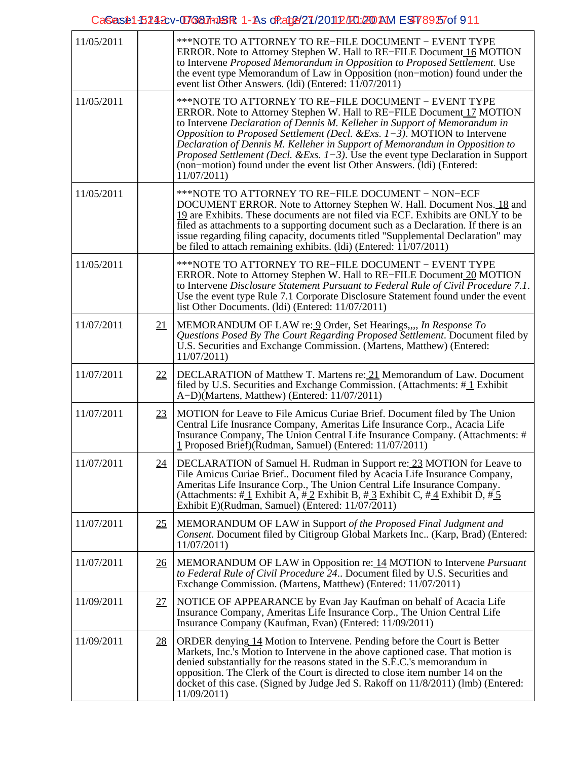| | | |
|---|---|---|
| 11/05/2011 | | ***NOTE TO ATTORNEY TO RE−FILE DOCUMENT − EVENT TYPE ERROR. Note to Attorney Stephen W. Hall to RE−FILE Document 16 MOTION to Intervene *Proposed Memorandum in Opposition to Proposed Settlement*. Use the event type Memorandum of Law in Opposition (non−motion) found under the event list Other Answers. (ldi) (Entered: 11/07/2011) |
| 11/05/2011 | | ***NOTE TO ATTORNEY TO RE−FILE DOCUMENT − EVENT TYPE ERROR. Note to Attorney Stephen W. Hall to RE−FILE Document 17 MOTION to Intervene *Declaration of Dennis M. Kelleher in Support of Memorandum in Opposition to Proposed Settlement (Decl. &Exs. 1−3)*. MOTION to Intervene *Declaration of Dennis M. Kelleher in Support of Memorandum in Opposition to Proposed Settlement (Decl. &Exs. 1−3)*. Use the event type Declaration in Support (non−motion) found under the event list Other Answers. (ldi) (Entered: 11/07/2011) |
| 11/05/2011 | | ***NOTE TO ATTORNEY TO RE−FILE DOCUMENT − NON−ECF DOCUMENT ERROR. Note to Attorney Stephen W. Hall. Document Nos. 18 and 19 are Exhibits. These documents are not filed via ECF. Exhibits are ONLY to be filed as attachments to a supporting document such as a Declaration. If there is an issue regarding filing capacity, documents titled "Supplemental Declaration" may be filed to attach remaining exhibits. (ldi) (Entered: 11/07/2011) |
| 11/05/2011 | | ***NOTE TO ATTORNEY TO RE−FILE DOCUMENT − EVENT TYPE ERROR. Note to Attorney Stephen W. Hall to RE−FILE Document 20 MOTION to Intervene *Disclosure Statement Pursuant to Federal Rule of Civil Procedure 7.1*. Use the event type Rule 7.1 Corporate Disclosure Statement found under the event list Other Documents. (ldi) (Entered: 11/07/2011) |
| 11/07/2011 | 21 | MEMORANDUM OF LAW re: 9 Order, Set Hearings,,,, *In Response To Questions Posed By The Court Regarding Proposed Settlement*. Document filed by U.S. Securities and Exchange Commission. (Martens, Matthew) (Entered: 11/07/2011) |
| 11/07/2011 | 22 | DECLARATION of Matthew T. Martens re: 21 Memorandum of Law. Document filed by U.S. Securities and Exchange Commission. (Attachments: # 1 Exhibit A−D)(Martens, Matthew) (Entered: 11/07/2011) |
| 11/07/2011 | 23 | MOTION for Leave to File Amicus Curiae Brief. Document filed by The Union Central Life Insurance Company, Ameritas Life Insurance Corp., Acacia Life Insurance Company, The Union Central Life Insurance Company. (Attachments: # 1 Proposed Brief)(Rudman, Samuel) (Entered: 11/07/2011) |
| 11/07/2011 | 24 | DECLARATION of Samuel H. Rudman in Support re: 23 MOTION for Leave to File Amicus Curiae Brief.. Document filed by Acacia Life Insurance Company, Ameritas Life Insurance Corp., The Union Central Life Insurance Company. (Attachments: # 1 Exhibit A, # 2 Exhibit B, # 3 Exhibit C, # 4 Exhibit D, # 5 Exhibit E)(Rudman, Samuel) (Entered: 11/07/2011) |
| 11/07/2011 | 25 | MEMORANDUM OF LAW in Support *of the Proposed Final Judgment and Consent*. Document filed by Citigroup Global Markets Inc.. (Karp, Brad) (Entered: 11/07/2011) |
| 11/07/2011 | 26 | MEMORANDUM OF LAW in Opposition re: 14 MOTION to Intervene *Pursuant to Federal Rule of Civil Procedure 24.*. Document filed by U.S. Securities and Exchange Commission. (Martens, Matthew) (Entered: 11/07/2011) |
| 11/09/2011 | 27 | NOTICE OF APPEARANCE by Evan Jay Kaufman on behalf of Acacia Life Insurance Company, Ameritas Life Insurance Corp., The Union Central Life Insurance Company (Kaufman, Evan) (Entered: 11/09/2011) |
| 11/09/2011 | 28 | ORDER denying 14 Motion to Intervene. Pending before the Court is Better Markets, Inc.'s Motion to Intervene in the above captioned case. That motion is denied substantially for the reasons stated in the S.E.C.'s memorandum in opposition. The Clerk of the Court is directed to close item number 14 on the docket of this case. (Signed by Judge Jed S. Rakoff on 11/8/2011) (lmb) (Entered: 11/09/2011) |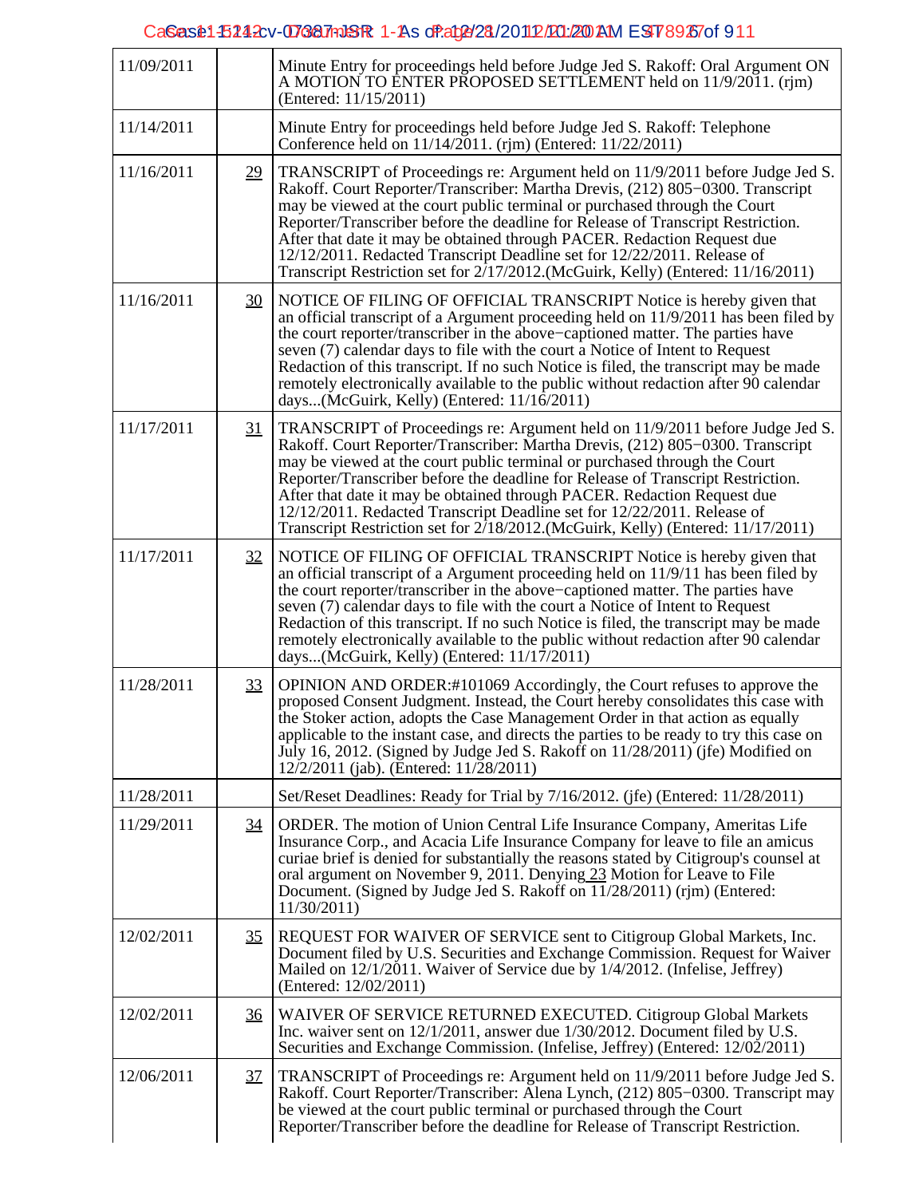| | | |
|---|---|---|
| 11/09/2011 | | Minute Entry for proceedings held before Judge Jed S. Rakoff: Oral Argument ON A MOTION TO ENTER PROPOSED SETTLEMENT held on 11/9/2011. (rjm) (Entered: 11/15/2011) |
| 11/14/2011 | | Minute Entry for proceedings held before Judge Jed S. Rakoff: Telephone Conference held on 11/14/2011. (rjm) (Entered: 11/22/2011) |
| 11/16/2011 | 29 | TRANSCRIPT of Proceedings re: Argument held on 11/9/2011 before Judge Jed S. Rakoff. Court Reporter/Transcriber: Martha Drevis, (212) 805−0300. Transcript may be viewed at the court public terminal or purchased through the Court Reporter/Transcriber before the deadline for Release of Transcript Restriction. After that date it may be obtained through PACER. Redaction Request due 12/12/2011. Redacted Transcript Deadline set for 12/22/2011. Release of Transcript Restriction set for 2/17/2012.(McGuirk, Kelly) (Entered: 11/16/2011) |
| 11/16/2011 | 30 | NOTICE OF FILING OF OFFICIAL TRANSCRIPT Notice is hereby given that an official transcript of a Argument proceeding held on 11/9/2011 has been filed by the court reporter/transcriber in the above−captioned matter. The parties have seven (7) calendar days to file with the court a Notice of Intent to Request Redaction of this transcript. If no such Notice is filed, the transcript may be made remotely electronically available to the public without redaction after 90 calendar days...(McGuirk, Kelly) (Entered: 11/16/2011) |
| 11/17/2011 | 31 | TRANSCRIPT of Proceedings re: Argument held on 11/9/2011 before Judge Jed S. Rakoff. Court Reporter/Transcriber: Martha Drevis, (212) 805−0300. Transcript may be viewed at the court public terminal or purchased through the Court Reporter/Transcriber before the deadline for Release of Transcript Restriction. After that date it may be obtained through PACER. Redaction Request due 12/12/2011. Redacted Transcript Deadline set for 12/22/2011. Release of Transcript Restriction set for 2/18/2012.(McGuirk, Kelly) (Entered: 11/17/2011) |
| 11/17/2011 | 32 | NOTICE OF FILING OF OFFICIAL TRANSCRIPT Notice is hereby given that an official transcript of a Argument proceeding held on 11/9/11 has been filed by the court reporter/transcriber in the above−captioned matter. The parties have seven (7) calendar days to file with the court a Notice of Intent to Request Redaction of this transcript. If no such Notice is filed, the transcript may be made remotely electronically available to the public without redaction after 90 calendar days...(McGuirk, Kelly) (Entered: 11/17/2011) |
| 11/28/2011 | 33 | OPINION AND ORDER:#101069 Accordingly, the Court refuses to approve the proposed Consent Judgment. Instead, the Court hereby consolidates this case with the Stoker action, adopts the Case Management Order in that action as equally applicable to the instant case, and directs the parties to be ready to try this case on July 16, 2012. (Signed by Judge Jed S. Rakoff on 11/28/2011) (jfe) Modified on 12/2/2011 (jab). (Entered: 11/28/2011) |
| 11/28/2011 | | Set/Reset Deadlines: Ready for Trial by 7/16/2012. (jfe) (Entered: 11/28/2011) |
| 11/29/2011 | 34 | ORDER. The motion of Union Central Life Insurance Company, Ameritas Life Insurance Corp., and Acacia Life Insurance Company for leave to file an amicus curiae brief is denied for substantially the reasons stated by Citigroup's counsel at oral argument on November 9, 2011. Denying 23 Motion for Leave to File Document. (Signed by Judge Jed S. Rakoff on 11/28/2011) (rjm) (Entered: 11/30/2011) |
| 12/02/2011 | 35 | REQUEST FOR WAIVER OF SERVICE sent to Citigroup Global Markets, Inc. Document filed by U.S. Securities and Exchange Commission. Request for Waiver Mailed on 12/1/2011. Waiver of Service due by 1/4/2012. (Infelise, Jeffrey) (Entered: 12/02/2011) |
| 12/02/2011 | 36 | WAIVER OF SERVICE RETURNED EXECUTED. Citigroup Global Markets Inc. waiver sent on 12/1/2011, answer due 1/30/2012. Document filed by U.S. Securities and Exchange Commission. (Infelise, Jeffrey) (Entered: 12/02/2011) |
| 12/06/2011 | 37 | TRANSCRIPT of Proceedings re: Argument held on 11/9/2011 before Judge Jed S. Rakoff. Court Reporter/Transcriber: Alena Lynch, (212) 805−0300. Transcript may be viewed at the court public terminal or purchased through the Court Reporter/Transcriber before the deadline for Release of Transcript Restriction. |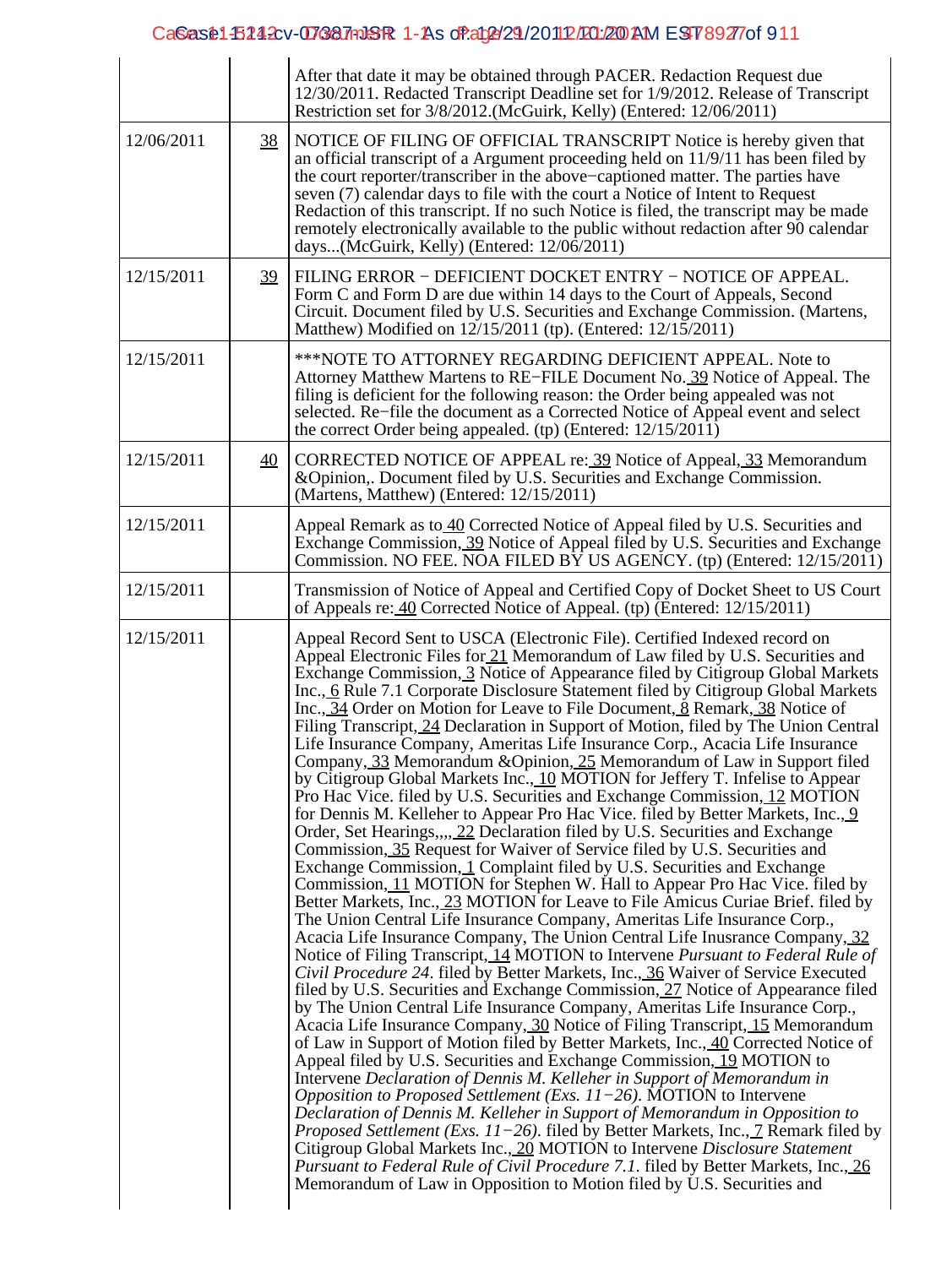| | | |
|---|---|---|
| | | After that date it may be obtained through PACER. Redaction Request due 12/30/2011. Redacted Transcript Deadline set for 1/9/2012. Release of Transcript Restriction set for 3/8/2012.(McGuirk, Kelly) (Entered: 12/06/2011) |
| 12/06/2011 | 38 | NOTICE OF FILING OF OFFICIAL TRANSCRIPT Notice is hereby given that an official transcript of a Argument proceeding held on 11/9/11 has been filed by the court reporter/transcriber in the above−captioned matter. The parties have seven (7) calendar days to file with the court a Notice of Intent to Request Redaction of this transcript. If no such Notice is filed, the transcript may be made remotely electronically available to the public without redaction after 90 calendar days...(McGuirk, Kelly) (Entered: 12/06/2011) |
| 12/15/2011 | 39 | FILING ERROR − DEFICIENT DOCKET ENTRY − NOTICE OF APPEAL. Form C and Form D are due within 14 days to the Court of Appeals, Second Circuit. Document filed by U.S. Securities and Exchange Commission. (Martens, Matthew) Modified on 12/15/2011 (tp). (Entered: 12/15/2011) |
| 12/15/2011 | | ***NOTE TO ATTORNEY REGARDING DEFICIENT APPEAL. Note to Attorney Matthew Martens to RE−FILE Document No. 39 Notice of Appeal. The filing is deficient for the following reason: the Order being appealed was not selected. Re−file the document as a Corrected Notice of Appeal event and select the correct Order being appealed. (tp) (Entered: 12/15/2011) |
| 12/15/2011 | 40 | CORRECTED NOTICE OF APPEAL re: 39 Notice of Appeal, 33 Memorandum &Opinion,. Document filed by U.S. Securities and Exchange Commission. (Martens, Matthew) (Entered: 12/15/2011) |
| 12/15/2011 | | Appeal Remark as to 40 Corrected Notice of Appeal filed by U.S. Securities and Exchange Commission, 39 Notice of Appeal filed by U.S. Securities and Exchange Commission. NO FEE. NOA FILED BY US AGENCY. (tp) (Entered: 12/15/2011) |
| 12/15/2011 | | Transmission of Notice of Appeal and Certified Copy of Docket Sheet to US Court of Appeals re: 40 Corrected Notice of Appeal. (tp) (Entered: 12/15/2011) |
| 12/15/2011 | | Appeal Record Sent to USCA (Electronic File). Certified Indexed record on Appeal Electronic Files for 21 Memorandum of Law filed by U.S. Securities and Exchange Commission, 3 Notice of Appearance filed by Citigroup Global Markets Inc., 6 Rule 7.1 Corporate Disclosure Statement filed by Citigroup Global Markets Inc., 34 Order on Motion for Leave to File Document, 8 Remark, 38 Notice of Filing Transcript, 24 Declaration in Support of Motion, filed by The Union Central Life Insurance Company, Ameritas Life Insurance Corp., Acacia Life Insurance Company, 33 Memorandum &Opinion, 25 Memorandum of Law in Support filed by Citigroup Global Markets Inc., 10 MOTION for Jeffery T. Infelise to Appear Pro Hac Vice. filed by U.S. Securities and Exchange Commission, 12 MOTION for Dennis M. Kelleher to Appear Pro Hac Vice. filed by Better Markets, Inc., 9 Order, Set Hearings,,,,, 22 Declaration filed by U.S. Securities and Exchange Commission, 35 Request for Waiver of Service filed by U.S. Securities and Exchange Commission, 1 Complaint filed by U.S. Securities and Exchange Commission, 11 MOTION for Stephen W. Hall to Appear Pro Hac Vice. filed by Better Markets, Inc., 23 MOTION for Leave to File Amicus Curiae Brief. filed by The Union Central Life Insurance Company, Ameritas Life Insurance Corp., Acacia Life Insurance Company, The Union Central Life Inusrance Company, 32 Notice of Filing Transcript, 14 MOTION to Intervene *Pursuant to Federal Rule of Civil Procedure 24*. filed by Better Markets, Inc., 36 Waiver of Service Executed filed by U.S. Securities and Exchange Commission, 27 Notice of Appearance filed by The Union Central Life Insurance Company, Ameritas Life Insurance Corp., Acacia Life Insurance Company, 30 Notice of Filing Transcript, 15 Memorandum of Law in Support of Motion filed by Better Markets, Inc., 40 Corrected Notice of Appeal filed by U.S. Securities and Exchange Commission, 19 MOTION to Intervene *Declaration of Dennis M. Kelleher in Support of Memorandum in Opposition to Proposed Settlement (Exs. 11−26)*. MOTION to Intervene *Declaration of Dennis M. Kelleher in Support of Memorandum in Opposition to Proposed Settlement (Exs. 11−26)*. filed by Better Markets, Inc., 7 Remark filed by Citigroup Global Markets Inc., 20 MOTION to Intervene *Disclosure Statement Pursuant to Federal Rule of Civil Procedure 7.1*. filed by Better Markets, Inc., 26 Memorandum of Law in Opposition to Motion filed by U.S. Securities and |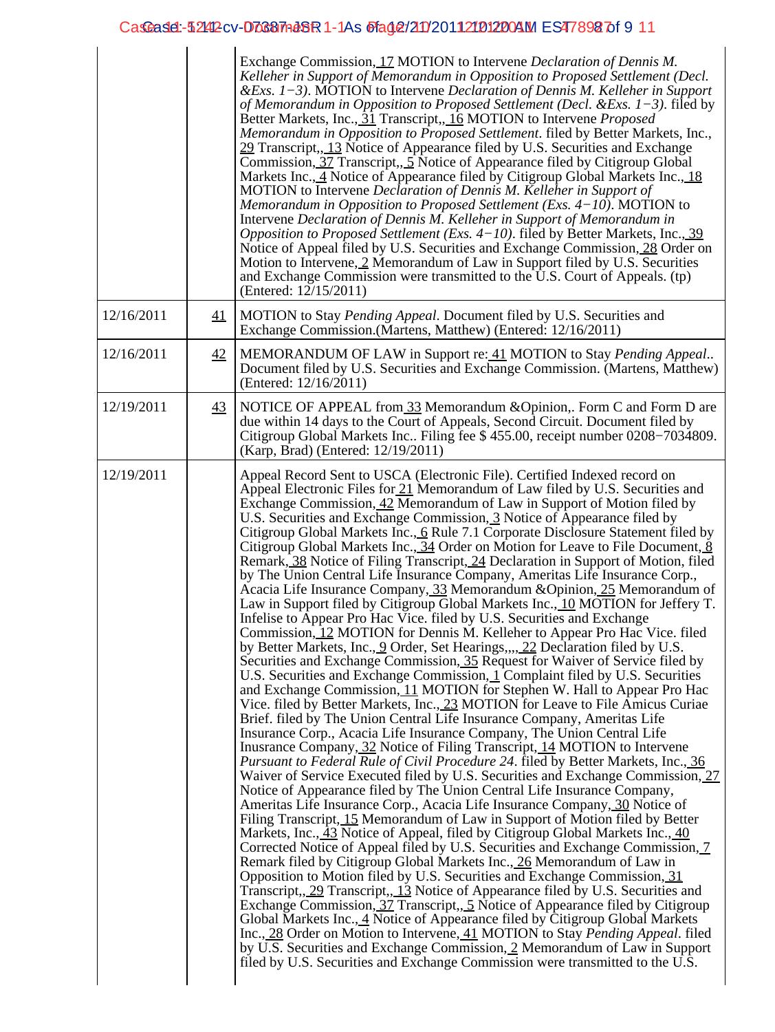| | | |
|---|---|---|
| | | Exchange Commission, 17 MOTION to Intervene *Declaration of Dennis M. Kelleher in Support of Memorandum in Opposition to Proposed Settlement (Decl. &Exs. 1−3)*. MOTION to Intervene *Declaration of Dennis M. Kelleher in Support of Memorandum in Opposition to Proposed Settlement (Decl. &Exs. 1−3)*. filed by Better Markets, Inc., 31 Transcript,, 16 MOTION to Intervene *Proposed Memorandum in Opposition to Proposed Settlement*. filed by Better Markets, Inc., 29 Transcript,, 13 Notice of Appearance filed by U.S. Securities and Exchange Commission, 37 Transcript,, 5 Notice of Appearance filed by Citigroup Global Markets Inc., 4 Notice of Appearance filed by Citigroup Global Markets Inc., 18 MOTION to Intervene *Declaration of Dennis M. Kelleher in Support of Memorandum in Opposition to Proposed Settlement (Exs. 4−10)*. MOTION to Intervene *Declaration of Dennis M. Kelleher in Support of Memorandum in Opposition to Proposed Settlement (Exs. 4−10)*. filed by Better Markets, Inc., 39 Notice of Appeal filed by U.S. Securities and Exchange Commission, 28 Order on Motion to Intervene, 2 Memorandum of Law in Support filed by U.S. Securities and Exchange Commission were transmitted to the U.S. Court of Appeals. (tp) (Entered: 12/15/2011) |
| 12/16/2011 | 41 | MOTION to Stay *Pending Appeal*. Document filed by U.S. Securities and Exchange Commission.(Martens, Matthew) (Entered: 12/16/2011) |
| 12/16/2011 | 42 | MEMORANDUM OF LAW in Support re: 41 MOTION to Stay *Pending Appeal*.. Document filed by U.S. Securities and Exchange Commission. (Martens, Matthew) (Entered: 12/16/2011) |
| 12/19/2011 | 43 | NOTICE OF APPEAL from 33 Memorandum &Opinion,. Form C and Form D are due within 14 days to the Court of Appeals, Second Circuit. Document filed by Citigroup Global Markets Inc.. Filing fee $ 455.00, receipt number 0208−7034809. (Karp, Brad) (Entered: 12/19/2011) |
| 12/19/2011 | | Appeal Record Sent to USCA (Electronic File). Certified Indexed record on Appeal Electronic Files for 21 Memorandum of Law filed by U.S. Securities and Exchange Commission, 42 Memorandum of Law in Support of Motion filed by U.S. Securities and Exchange Commission, 3 Notice of Appearance filed by Citigroup Global Markets Inc., 6 Rule 7.1 Corporate Disclosure Statement filed by Citigroup Global Markets Inc., 34 Order on Motion for Leave to File Document, 8 Remark, 38 Notice of Filing Transcript, 24 Declaration in Support of Motion, filed by The Union Central Life Insurance Company, Ameritas Life Insurance Corp., Acacia Life Insurance Company, 33 Memorandum &Opinion, 25 Memorandum of Law in Support filed by Citigroup Global Markets Inc., 10 MOTION for Jeffery T. Infelise to Appear Pro Hac Vice. filed by U.S. Securities and Exchange Commission, 12 MOTION for Dennis M. Kelleher to Appear Pro Hac Vice. filed by Better Markets, Inc., 9 Order, Set Hearings,,,, 22 Declaration filed by U.S. Securities and Exchange Commission, 35 Request for Waiver of Service filed by U.S. Securities and Exchange Commission, 1 Complaint filed by U.S. Securities and Exchange Commission, 11 MOTION for Stephen W. Hall to Appear Pro Hac Vice. filed by Better Markets, Inc., 23 MOTION for Leave to File Amicus Curiae Brief. filed by The Union Central Life Insurance Company, Ameritas Life Insurance Corp., Acacia Life Insurance Company, The Union Central Life Inusrance Company, 32 Notice of Filing Transcript, 14 MOTION to Intervene *Pursuant to Federal Rule of Civil Procedure 24*. filed by Better Markets, Inc., 36 Waiver of Service Executed filed by U.S. Securities and Exchange Commission, 27 Notice of Appearance filed by The Union Central Life Insurance Company, Ameritas Life Insurance Corp., Acacia Life Insurance Company, 30 Notice of Filing Transcript, 15 Memorandum of Law in Support of Motion filed by Better Markets, Inc., 43 Notice of Appeal, filed by Citigroup Global Markets Inc., 40 Corrected Notice of Appeal filed by U.S. Securities and Exchange Commission, 7 Remark filed by Citigroup Global Markets Inc., 26 Memorandum of Law in Opposition to Motion filed by U.S. Securities and Exchange Commission, 31 Transcript,, 29 Transcript,, 13 Notice of Appearance filed by U.S. Securities and Exchange Commission, 37 Transcript,, 5 Notice of Appearance filed by Citigroup Global Markets Inc., 4 Notice of Appearance filed by Citigroup Global Markets Inc., 28 Order on Motion to Intervene, 41 MOTION to Stay *Pending Appeal*. filed by U.S. Securities and Exchange Commission, 2 Memorandum of Law in Support filed by U.S. Securities and Exchange Commission were transmitted to the U.S. |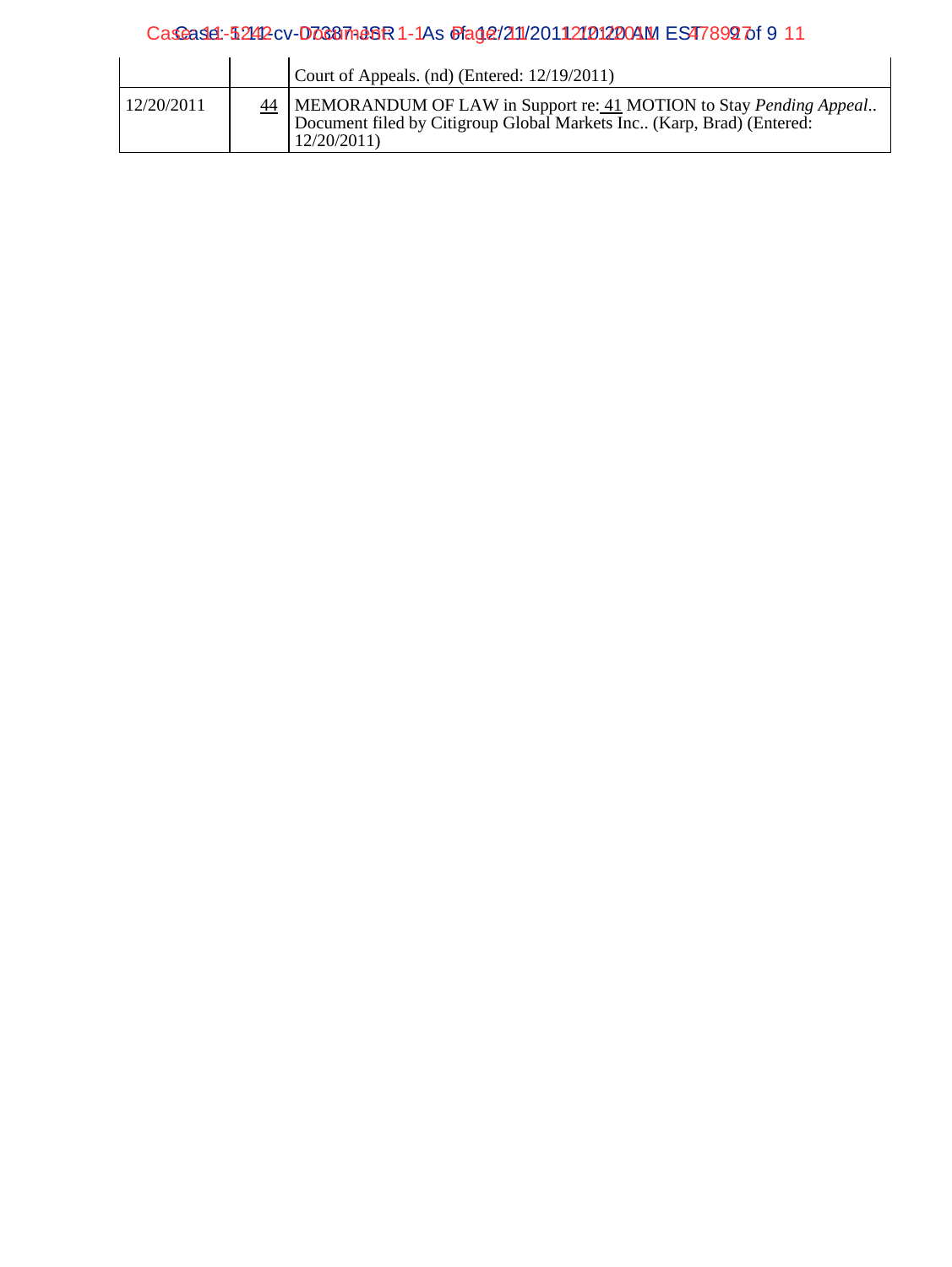| | | |
|---|---|---|
| | | Court of Appeals. (nd) (Entered: 12/19/2011) |
| 12/20/2011 | 44 | MEMORANDUM OF LAW in Support re: 41 MOTION to Stay *Pending Appeal*.. Document filed by Citigroup Global Markets Inc.. (Karp, Brad) (Entered: 12/20/2011) |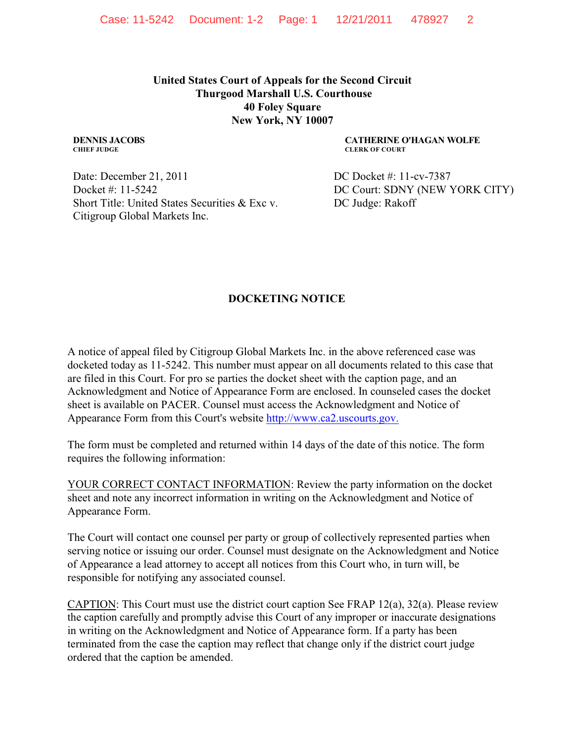**United States Court of Appeals for the Second Circuit**
**Thurgood Marshall U.S. Courthouse**
**40 Foley Square**
**New York, NY 10007**

**DENNIS JACOBS**
**CHIEF JUDGE**

**CATHERINE O'HAGAN WOLFE**
**CLERK OF COURT**

Date: December 21, 2011
Docket #: 11-5242
Short Title: United States Securities & Exc v. Citigroup Global Markets Inc.

DC Docket #: 11-cv-7387
DC Court: SDNY (NEW YORK CITY)
DC Judge: Rakoff

## DOCKETING NOTICE

A notice of appeal filed by Citigroup Global Markets Inc. in the above referenced case was docketed today as 11-5242. This number must appear on all documents related to this case that are filed in this Court. For pro se parties the docket sheet with the caption page, and an Acknowledgment and Notice of Appearance Form are enclosed. In counseled cases the docket sheet is available on PACER. Counsel must access the Acknowledgment and Notice of Appearance Form from this Court's website http://www.ca2.uscourts.gov.

The form must be completed and returned within 14 days of the date of this notice. The form requires the following information:

<u>YOUR CORRECT CONTACT INFORMATION</u>: Review the party information on the docket sheet and note any incorrect information in writing on the Acknowledgment and Notice of Appearance Form.

The Court will contact one counsel per party or group of collectively represented parties when serving notice or issuing our order. Counsel must designate on the Acknowledgment and Notice of Appearance a lead attorney to accept all notices from this Court who, in turn will, be responsible for notifying any associated counsel.

<u>CAPTION</u>: This Court must use the district court caption See FRAP 12(a), 32(a). Please review the caption carefully and promptly advise this Court of any improper or inaccurate designations in writing on the Acknowledgment and Notice of Appearance form. If a party has been terminated from the case the caption may reflect that change only if the district court judge ordered that the caption be amended.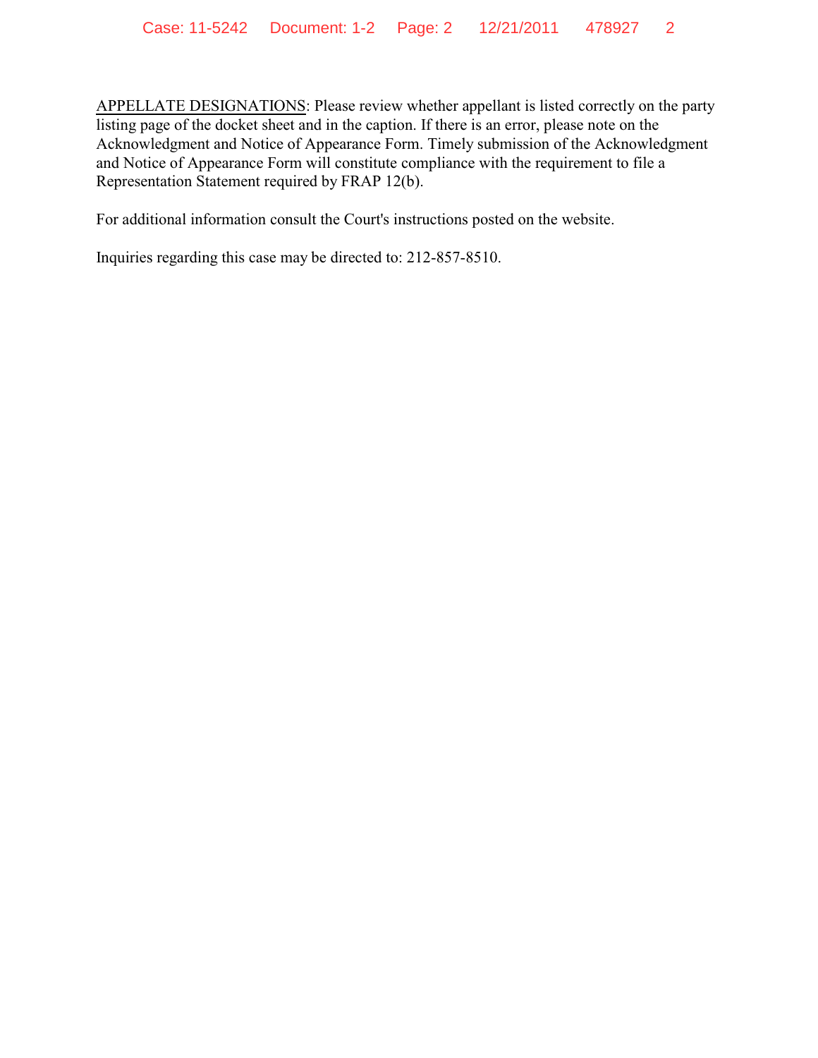APPELLATE DESIGNATIONS: Please review whether appellant is listed correctly on the party listing page of the docket sheet and in the caption. If there is an error, please note on the Acknowledgment and Notice of Appearance Form. Timely submission of the Acknowledgment and Notice of Appearance Form will constitute compliance with the requirement to file a Representation Statement required by FRAP 12(b).

For additional information consult the Court's instructions posted on the website.

Inquiries regarding this case may be directed to: 212-857-8510.